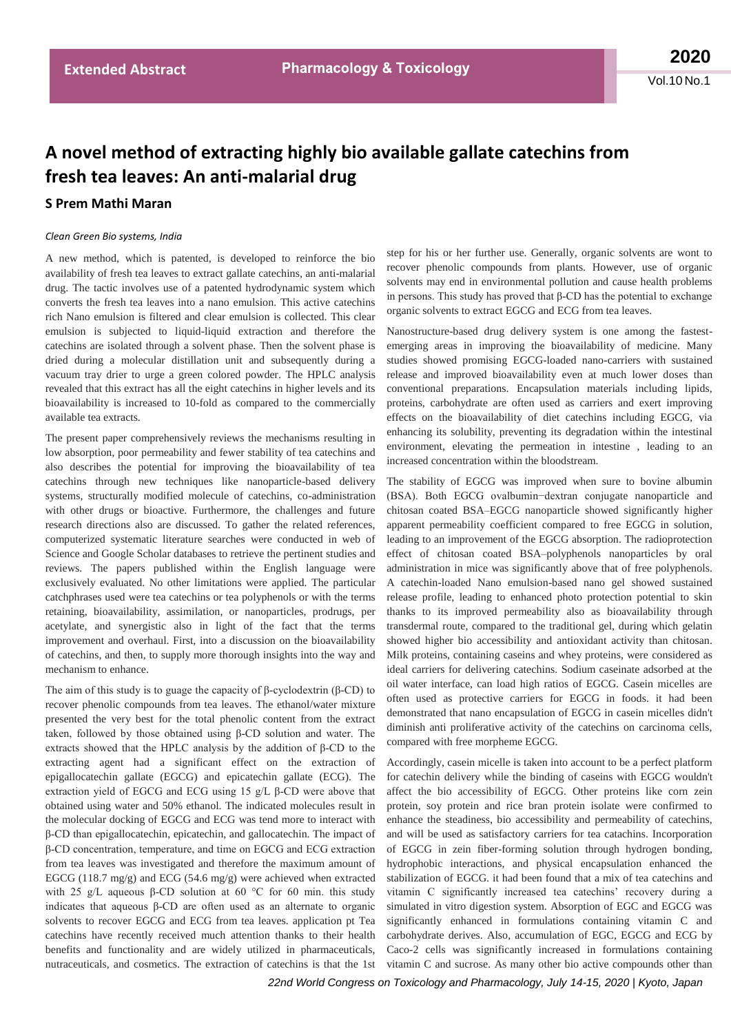# A novel method of extracting highly bio available gallate catechins from fresh tea leaves: An anti-malarial drug

### S Prem Mathi Maran

*Clean Green Bio systems, India*

A new method, which is patented, is developed to reinforce the bio availability of fresh tea leaves to extract gallate catechins, an anti-malarial drug. The tactic involves use of a patented hydrodynamic system which converts the fresh tea leaves into a nano emulsion. This active catechins rich Nano emulsion is filtered and clear emulsion is collected. This clear emulsion is subjected to liquid-liquid extraction and therefore the catechins are isolated through a solvent phase. Then the solvent phase is dried during a molecular distillation unit and subsequently during a vacuum tray drier to urge a green colored powder. The HPLC analysis revealed that this extract has all the eight catechins in higher levels and its bioavailability is increased to 10-fold as compared to the commercially available tea extracts.

The present paper comprehensively reviews the mechanisms resulting in low absorption, poor permeability and fewer stability of tea catechins and also describes the potential for improving the bioavailability of tea catechins through new techniques like nanoparticle-based delivery systems, structurally modified molecule of catechins, co-administration with other drugs or bioactive. Furthermore, the challenges and future research directions also are discussed. To gather the related references, computerized systematic literature searches were conducted in web of Science and Google Scholar databases to retrieve the pertinent studies and reviews. The papers published within the English language were exclusively evaluated. No other limitations were applied. The particular catchphrases used were tea catechins or tea polyphenols or with the terms retaining, bioavailability, assimilation, or nanoparticles, prodrugs, per acetylate, and synergistic also in light of the fact that the terms improvement and overhaul. First, into a discussion on the bioavailability of catechins, and then, to supply more thorough insights into the way and mechanism to enhance.

The aim of this study is to guage the capacity of β-cyclodextrin (β-CD) to recover phenolic compounds from tea leaves. The ethanol/water mixture presented the very best for the total phenolic content from the extract taken, followed by those obtained using β-CD solution and water. The extracts showed that the HPLC analysis by the addition of β-CD to the extracting agent had a significant effect on the extraction of epigallocatechin gallate (EGCG) and epicatechin gallate (ECG). The extraction yield of EGCG and ECG using 15 g/L β-CD were above that obtained using water and 50% ethanol. The indicated molecules result in the molecular docking of EGCG and ECG was tend more to interact with β-CD than epigallocatechin, epicatechin, and gallocatechin. The impact of β-CD concentration, temperature, and time on EGCG and ECG extraction from tea leaves was investigated and therefore the maximum amount of EGCG (118.7 mg/g) and ECG (54.6 mg/g) were achieved when extracted with 25 g/L aqueous β-CD solution at 60 °C for 60 min. this study indicates that aqueous β-CD are often used as an alternate to organic solvents to recover EGCG and ECG from tea leaves. application pt Tea catechins have recently received much attention thanks to their health benefits and functionality and are widely utilized in pharmaceuticals, nutraceuticals, and cosmetics. The extraction of catechins is that the 1st step for his or her further use. Generally, organic solvents are wont to recover phenolic compounds from plants. However, use of organic solvents may end in environmental pollution and cause health problems in persons. This study has proved that β-CD has the potential to exchange organic solvents to extract EGCG and ECG from tea leaves.

Nanostructure-based drug delivery system is one among the fastest-emerging areas in improving the bioavailability of medicine. Many studies showed promising EGCG-loaded nano-carriers with sustained release and improved bioavailability even at much lower doses than conventional preparations. Encapsulation materials including lipids, proteins, carbohydrate are often used as carriers and exert improving effects on the bioavailability of diet catechins including EGCG, via enhancing its solubility, preventing its degradation within the intestinal environment, elevating the permeation in intestine , leading to an increased concentration within the bloodstream.

The stability of EGCG was improved when sure to bovine albumin (BSA). Both EGCG ovalbumin−dextran conjugate nanoparticle and chitosan coated BSA–EGCG nanoparticle showed significantly higher apparent permeability coefficient compared to free EGCG in solution, leading to an improvement of the EGCG absorption. The radioprotection effect of chitosan coated BSA–polyphenols nanoparticles by oral administration in mice was significantly above that of free polyphenols. A catechin-loaded Nano emulsion-based nano gel showed sustained release profile, leading to enhanced photo protection potential to skin thanks to its improved permeability also as bioavailability through transdermal route, compared to the traditional gel, during which gelatin showed higher bio accessibility and antioxidant activity than chitosan. Milk proteins, containing caseins and whey proteins, were considered as ideal carriers for delivering catechins. Sodium caseinate adsorbed at the oil water interface, can load high ratios of EGCG. Casein micelles are often used as protective carriers for EGCG in foods. it had been demonstrated that nano encapsulation of EGCG in casein micelles didn't diminish anti proliferative activity of the catechins on carcinoma cells, compared with free morpheme EGCG.

Accordingly, casein micelle is taken into account to be a perfect platform for catechin delivery while the binding of caseins with EGCG wouldn't affect the bio accessibility of EGCG. Other proteins like corn zein protein, soy protein and rice bran protein isolate were confirmed to enhance the steadiness, bio accessibility and permeability of catechins, and will be used as satisfactory carriers for tea catachins. Incorporation of EGCG in zein fiber-forming solution through hydrogen bonding, hydrophobic interactions, and physical encapsulation enhanced the stabilization of EGCG. it had been found that a mix of tea catechins and vitamin C significantly increased tea catechins' recovery during a simulated in vitro digestion system. Absorption of EGC and EGCG was significantly enhanced in formulations containing vitamin C and carbohydrate derives. Also, accumulation of EGC, EGCG and ECG by Caco-2 cells was significantly increased in formulations containing vitamin C and sucrose. As many other bio active compounds other than

*22nd World Congress on Toxicology and Pharmacology, July 14-15, 2020 | Kyoto, Japan*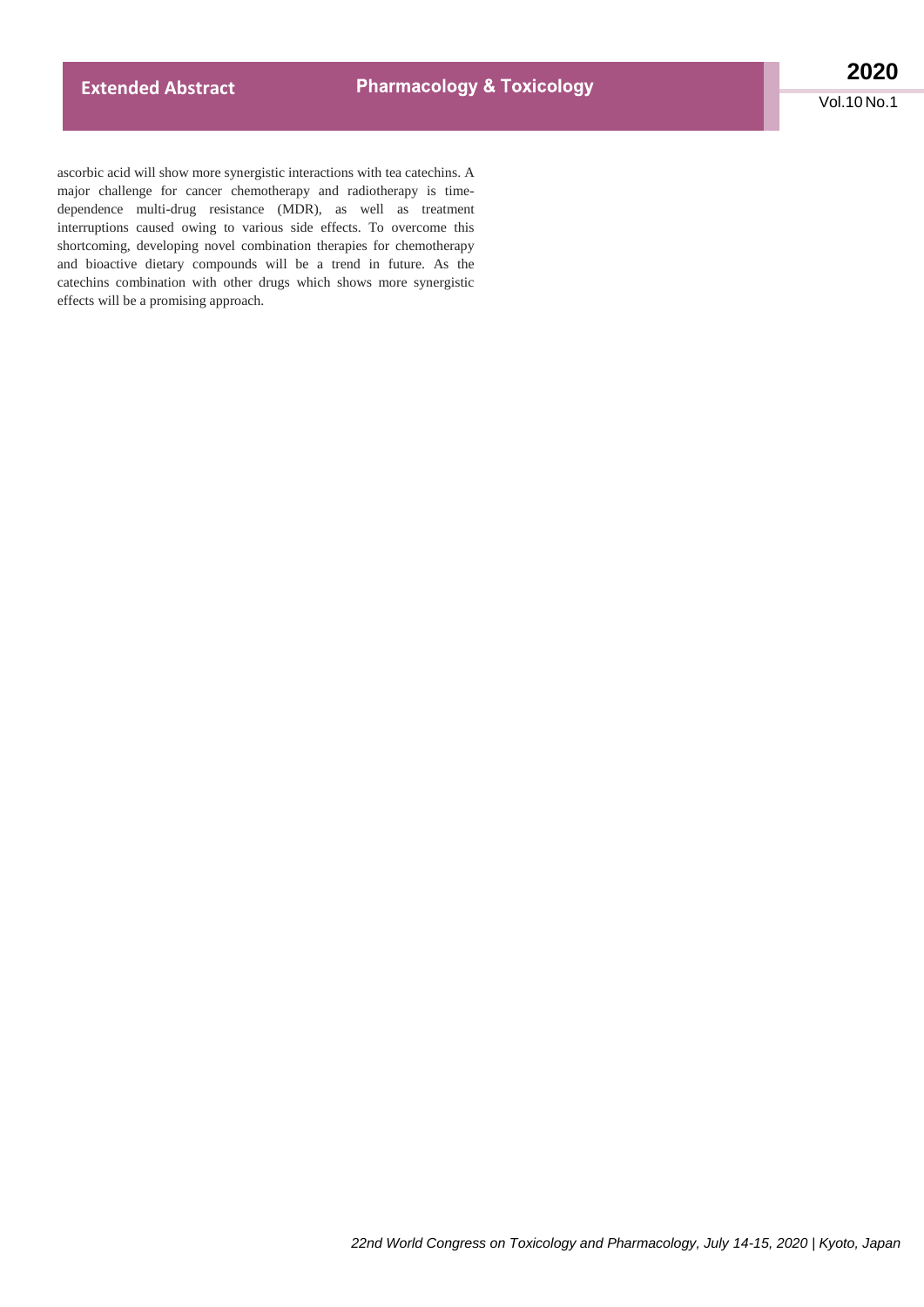ascorbic acid will show more synergistic interactions with tea catechins. A major challenge for cancer chemotherapy and radiotherapy is time-dependence multi-drug resistance (MDR), as well as treatment interruptions caused owing to various side effects. To overcome this shortcoming, developing novel combination therapies for chemotherapy and bioactive dietary compounds will be a trend in future. As the catechins combination with other drugs which shows more synergistic effects will be a promising approach.